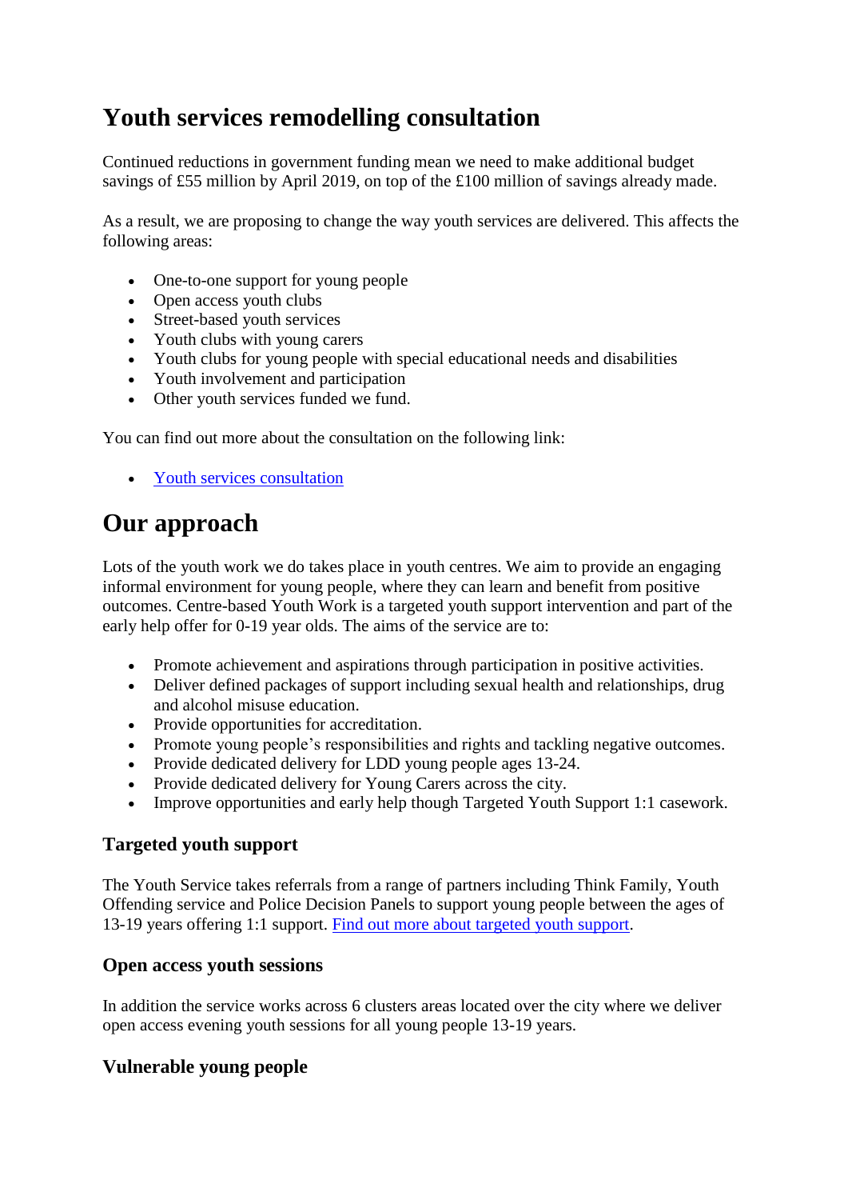# Youth services remodelling consultation

Continued reductions in government funding mean we need to make additional budget savings of £55 million by April 2019, on top of the £100 million of savings already made.

As a result, we are proposing to change the way youth services are delivered. This affects the following areas:

- One-to-one support for young people
- Open access youth clubs
- Street-based youth services
- Youth clubs with young carers
- Youth clubs for young people with special educational needs and disabilities
- Youth involvement and participation
- Other youth services funded we fund.

You can find out more about the consultation on the following link:

- [Youth services consultation]

# Our approach

Lots of the youth work we do takes place in youth centres. We aim to provide an engaging informal environment for young people, where they can learn and benefit from positive outcomes. Centre-based Youth Work is a targeted youth support intervention and part of the early help offer for 0-19 year olds. The aims of the service are to:

- Promote achievement and aspirations through participation in positive activities.
- Deliver defined packages of support including sexual health and relationships, drug and alcohol misuse education.
- Provide opportunities for accreditation.
- Promote young people's responsibilities and rights and tackling negative outcomes.
- Provide dedicated delivery for LDD young people ages 13-24.
- Provide dedicated delivery for Young Carers across the city.
- Improve opportunities and early help though Targeted Youth Support 1:1 casework.

### Targeted youth support

The Youth Service takes referrals from a range of partners including Think Family, Youth Offending service and Police Decision Panels to support young people between the ages of 13-19 years offering 1:1 support. [Find out more about targeted youth support].

### Open access youth sessions

In addition the service works across 6 clusters areas located over the city where we deliver open access evening youth sessions for all young people 13-19 years.

### Vulnerable young people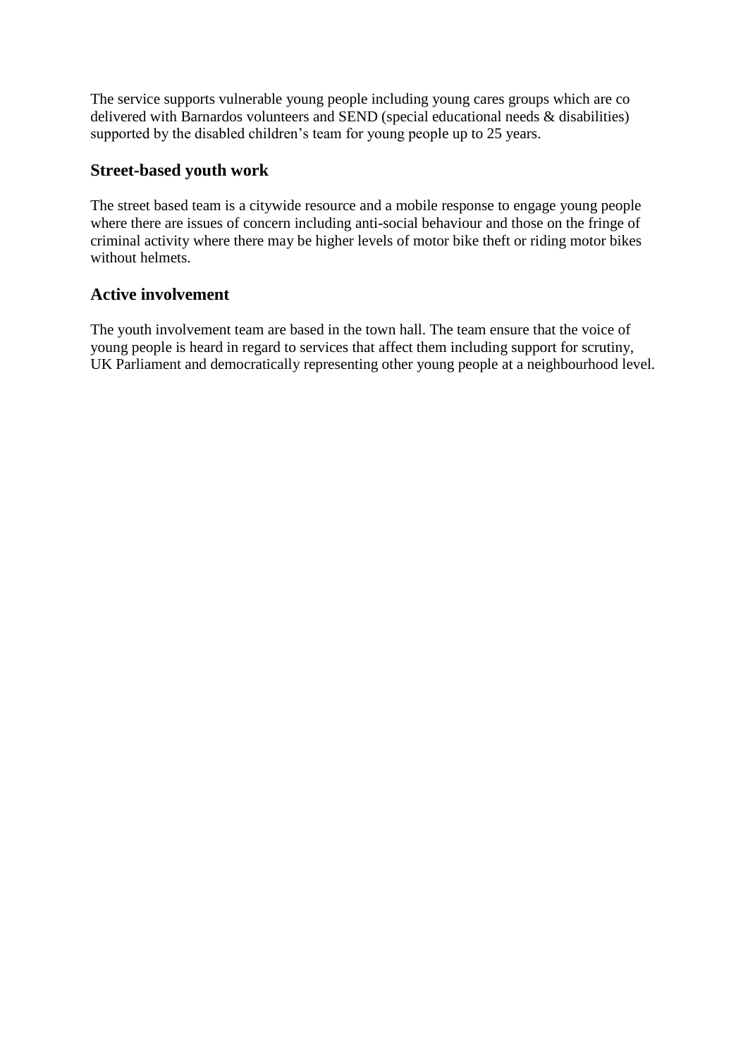The service supports vulnerable young people including young cares groups which are co delivered with Barnardos volunteers and SEND (special educational needs & disabilities) supported by the disabled children's team for young people up to 25 years.

## Street-based youth work

The street based team is a citywide resource and a mobile response to engage young people where there are issues of concern including anti-social behaviour and those on the fringe of criminal activity where there may be higher levels of motor bike theft or riding motor bikes without helmets.

## Active involvement

The youth involvement team are based in the town hall. The team ensure that the voice of young people is heard in regard to services that affect them including support for scrutiny, UK Parliament and democratically representing other young people at a neighbourhood level.